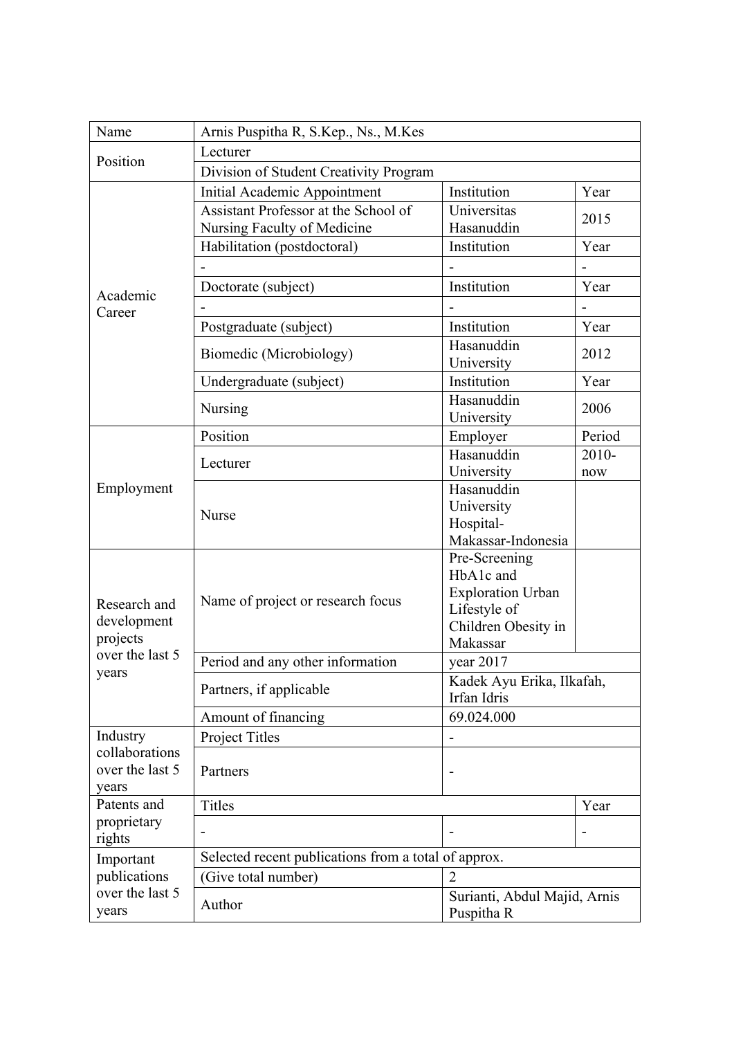| Name | Arnis Puspitha R, S.Kep., Ns., M.Kes | | |
|---|---|---|---|
| Position | Lecturer | | |
| | Division of Student Creativity Program | | |
| Academic Career | Initial Academic Appointment | Institution | Year |
| | Assistant Professor at the School of Nursing Faculty of Medicine | Universitas Hasanuddin | 2015 |
| | Habilitation (postdoctoral) | Institution | Year |
| | - | - | - |
| | Doctorate (subject) | Institution | Year |
| | - | - | - |
| | Postgraduate (subject) | Institution | Year |
| | Biomedic (Microbiology) | Hasanuddin University | 2012 |
| | Undergraduate (subject) | Institution | Year |
| | Nursing | Hasanuddin University | 2006 |
| Employment | Position | Employer | Period |
| | Lecturer | Hasanuddin University | 2010-now |
| | Nurse | Hasanuddin University Hospital-Makassar-Indonesia | |
| Research and development projects over the last 5 years | Name of project or research focus | Pre-Screening HbA1c and Exploration Urban Lifestyle of Children Obesity in Makassar | |
| | Period and any other information | year 2017 | |
| | Partners, if applicable | Kadek Ayu Erika, Ilkafah, Irfan Idris | |
| | Amount of financing | 69.024.000 | |
| Industry collaborations over the last 5 years | Project Titles | - | |
| | Partners | - | |
| Patents and proprietary rights | Titles | | Year |
| | - | - | - |
| Important publications over the last 5 years | Selected recent publications from a total of approx. | | |
| | (Give total number) | 2 | |
| | Author | Surianti, Abdul Majid, Arnis Puspitha R | |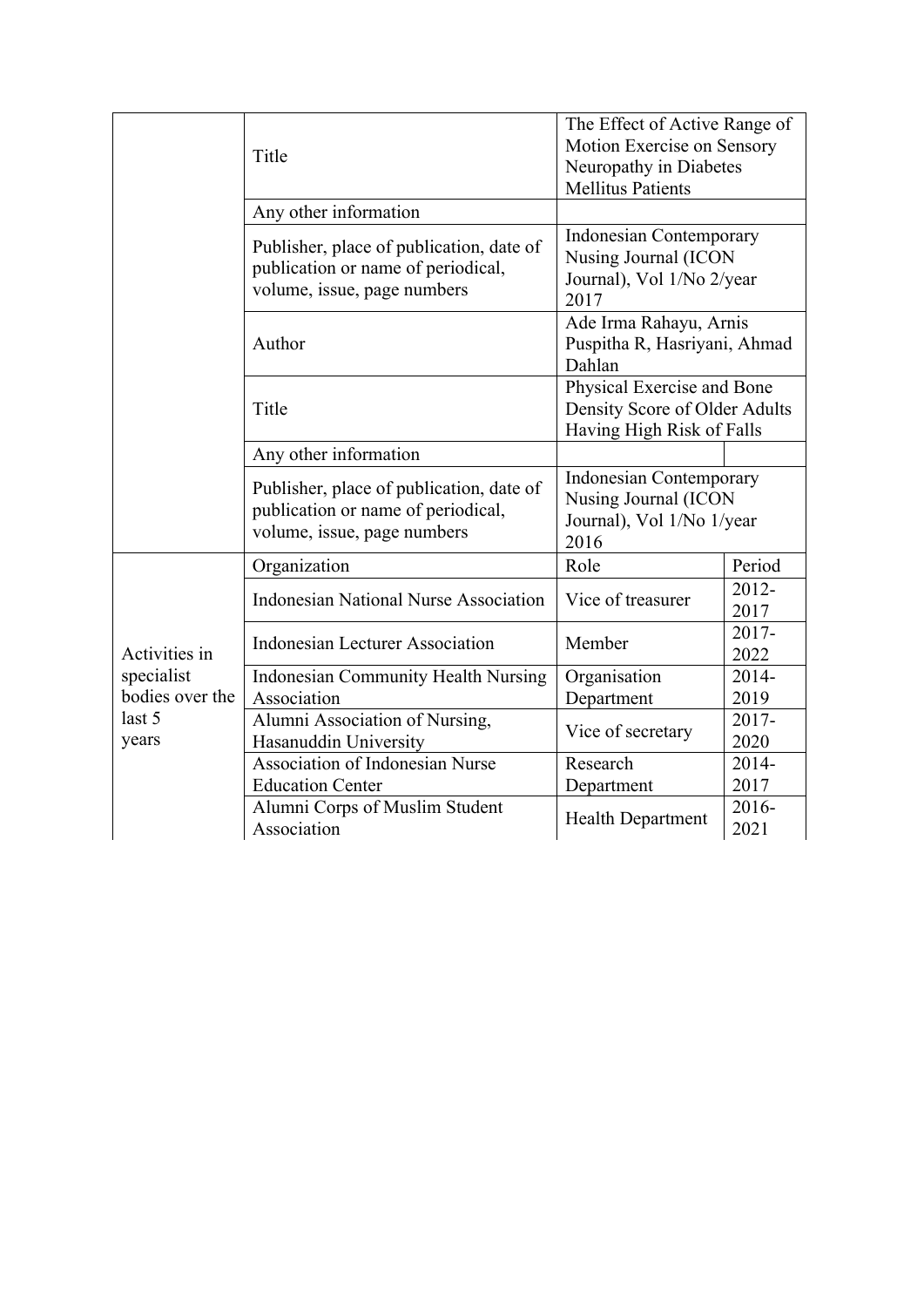| | | | |
|---|---|---|---|
| | Title | The Effect of Active Range of Motion Exercise on Sensory Neuropathy in Diabetes Mellitus Patients | |
| | Any other information | | |
| | Publisher, place of publication, date of publication or name of periodical, volume, issue, page numbers | Indonesian Contemporary Nusing Journal (ICON Journal), Vol 1/No 2/year 2017 | |
| | Author | Ade Irma Rahayu, Arnis Puspitha R, Hasriyani, Ahmad Dahlan | |
| | Title | Physical Exercise and Bone Density Score of Older Adults Having High Risk of Falls | |
| | Any other information | | |
| | Publisher, place of publication, date of publication or name of periodical, volume, issue, page numbers | Indonesian Contemporary Nusing Journal (ICON Journal), Vol 1/No 1/year 2016 | |
| Activities in specialist bodies over the last 5 years | Organization | Role | Period |
| | Indonesian National Nurse Association | Vice of treasurer | 2012-2017 |
| | Indonesian Lecturer Association | Member | 2017-2022 |
| | Indonesian Community Health Nursing Association | Organisation Department | 2014-2019 |
| | Alumni Association of Nursing, Hasanuddin University | Vice of secretary | 2017-2020 |
| | Association of Indonesian Nurse Education Center | Research Department | 2014-2017 |
| | Alumni Corps of Muslim Student Association | Health Department | 2016-2021 |